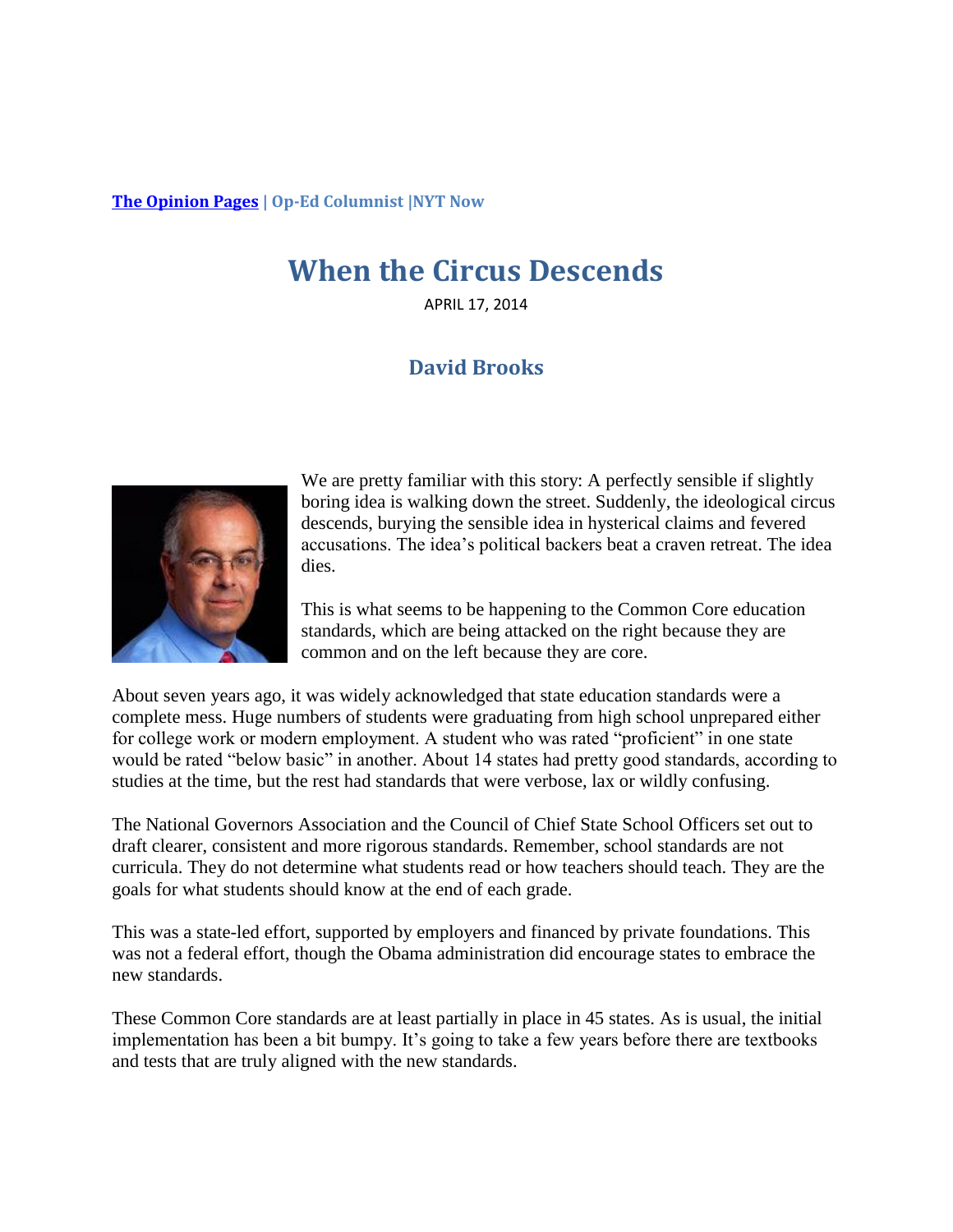**The Opinion Pages** | **Op-Ed Columnist |NYT Now**

# When the Circus Descends

APRIL 17, 2014

### David Brooks

We are pretty familiar with this story: A perfectly sensible if slightly boring idea is walking down the street. Suddenly, the ideological circus descends, burying the sensible idea in hysterical claims and fevered accusations. The idea's political backers beat a craven retreat. The idea dies.

This is what seems to be happening to the Common Core education standards, which are being attacked on the right because they are common and on the left because they are core.

About seven years ago, it was widely acknowledged that state education standards were a complete mess. Huge numbers of students were graduating from high school unprepared either for college work or modern employment. A student who was rated "proficient" in one state would be rated "below basic" in another. About 14 states had pretty good standards, according to studies at the time, but the rest had standards that were verbose, lax or wildly confusing.

The National Governors Association and the Council of Chief State School Officers set out to draft clearer, consistent and more rigorous standards. Remember, school standards are not curricula. They do not determine what students read or how teachers should teach. They are the goals for what students should know at the end of each grade.

This was a state-led effort, supported by employers and financed by private foundations. This was not a federal effort, though the Obama administration did encourage states to embrace the new standards.

These Common Core standards are at least partially in place in 45 states. As is usual, the initial implementation has been a bit bumpy. It's going to take a few years before there are textbooks and tests that are truly aligned with the new standards.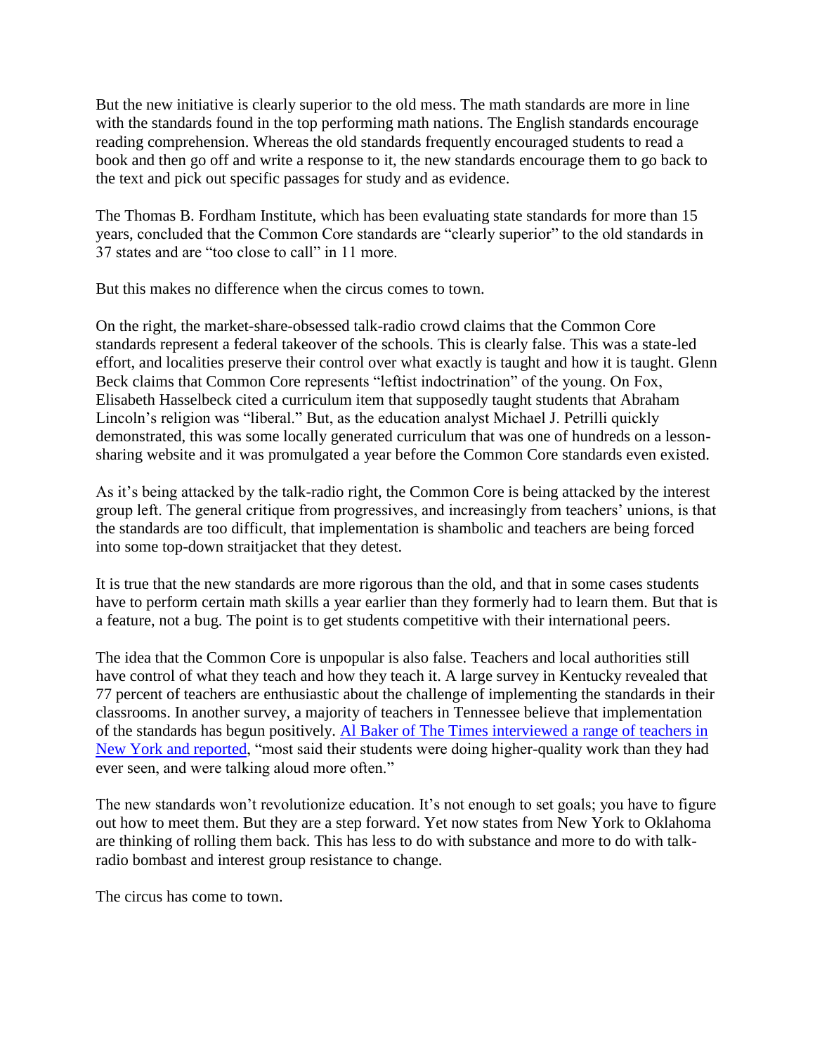But the new initiative is clearly superior to the old mess. The math standards are more in line with the standards found in the top performing math nations. The English standards encourage reading comprehension. Whereas the old standards frequently encouraged students to read a book and then go off and write a response to it, the new standards encourage them to go back to the text and pick out specific passages for study and as evidence.

The Thomas B. Fordham Institute, which has been evaluating state standards for more than 15 years, concluded that the Common Core standards are "clearly superior" to the old standards in 37 states and are "too close to call" in 11 more.

But this makes no difference when the circus comes to town.

On the right, the market-share-obsessed talk-radio crowd claims that the Common Core standards represent a federal takeover of the schools. This is clearly false. This was a state-led effort, and localities preserve their control over what exactly is taught and how it is taught. Glenn Beck claims that Common Core represents "leftist indoctrination" of the young. On Fox, Elisabeth Hasselbeck cited a curriculum item that supposedly taught students that Abraham Lincoln's religion was "liberal." But, as the education analyst Michael J. Petrilli quickly demonstrated, this was some locally generated curriculum that was one of hundreds on a lesson-sharing website and it was promulgated a year before the Common Core standards even existed.

As it's being attacked by the talk-radio right, the Common Core is being attacked by the interest group left. The general critique from progressives, and increasingly from teachers' unions, is that the standards are too difficult, that implementation is shambolic and teachers are being forced into some top-down straitjacket that they detest.

It is true that the new standards are more rigorous than the old, and that in some cases students have to perform certain math skills a year earlier than they formerly had to learn them. But that is a feature, not a bug. The point is to get students competitive with their international peers.

The idea that the Common Core is unpopular is also false. Teachers and local authorities still have control of what they teach and how they teach it. A large survey in Kentucky revealed that 77 percent of teachers are enthusiastic about the challenge of implementing the standards in their classrooms. In another survey, a majority of teachers in Tennessee believe that implementation of the standards has begun positively. Al Baker of The Times interviewed a range of teachers in New York and reported, "most said their students were doing higher-quality work than they had ever seen, and were talking aloud more often."

The new standards won't revolutionize education. It's not enough to set goals; you have to figure out how to meet them. But they are a step forward. Yet now states from New York to Oklahoma are thinking of rolling them back. This has less to do with substance and more to do with talk-radio bombast and interest group resistance to change.

The circus has come to town.